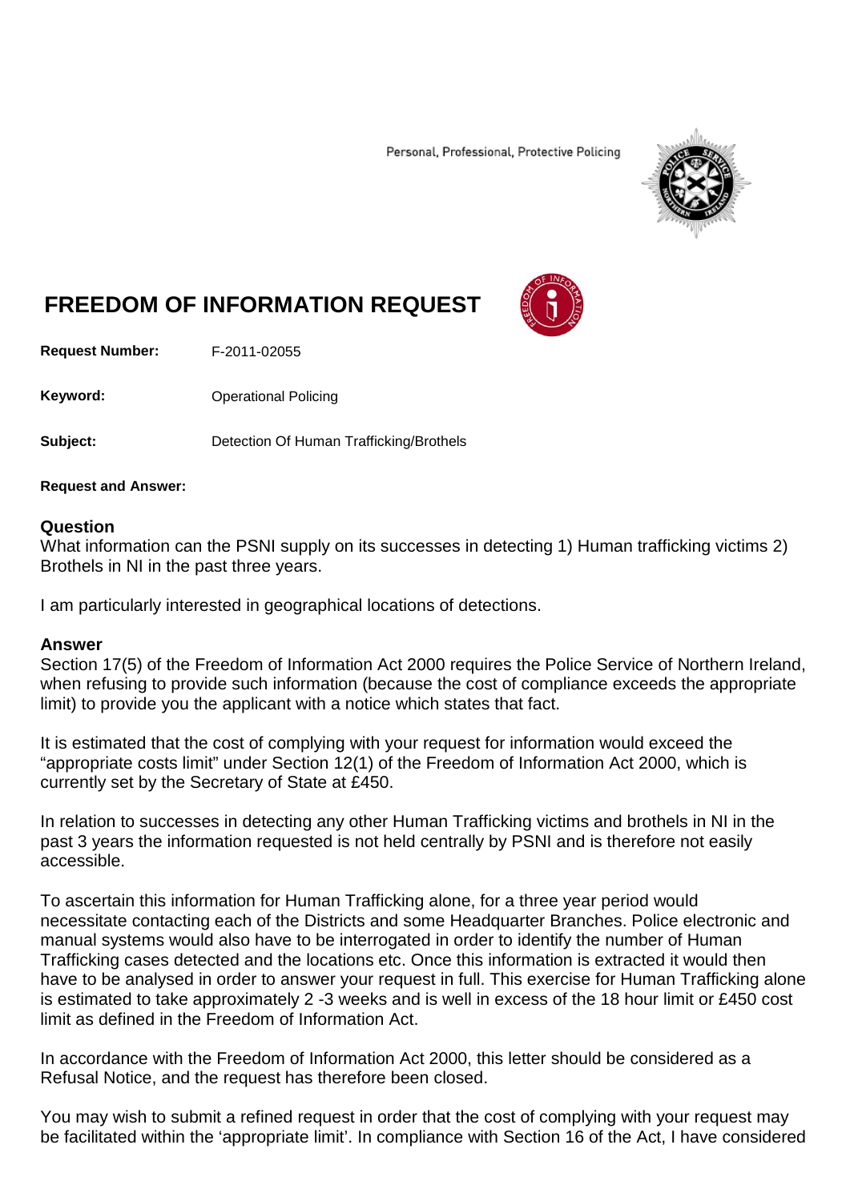Personal, Professional, Protective Policing

# FREEDOM OF INFORMATION REQUEST

**Request Number:** F-2011-02055

**Keyword:** Operational Policing

**Subject:** Detection Of Human Trafficking/Brothels

**Request and Answer:**

## Question

What information can the PSNI supply on its successes in detecting 1) Human trafficking victims 2) Brothels in NI in the past three years.

I am particularly interested in geographical locations of detections.

## Answer

Section 17(5) of the Freedom of Information Act 2000 requires the Police Service of Northern Ireland, when refusing to provide such information (because the cost of compliance exceeds the appropriate limit) to provide you the applicant with a notice which states that fact.

It is estimated that the cost of complying with your request for information would exceed the "appropriate costs limit" under Section 12(1) of the Freedom of Information Act 2000, which is currently set by the Secretary of State at £450.

In relation to successes in detecting any other Human Trafficking victims and brothels in NI in the past 3 years the information requested is not held centrally by PSNI and is therefore not easily accessible.

To ascertain this information for Human Trafficking alone, for a three year period would necessitate contacting each of the Districts and some Headquarter Branches. Police electronic and manual systems would also have to be interrogated in order to identify the number of Human Trafficking cases detected and the locations etc. Once this information is extracted it would then have to be analysed in order to answer your request in full. This exercise for Human Trafficking alone is estimated to take approximately 2 -3 weeks and is well in excess of the 18 hour limit or £450 cost limit as defined in the Freedom of Information Act.

In accordance with the Freedom of Information Act 2000, this letter should be considered as a Refusal Notice, and the request has therefore been closed.

You may wish to submit a refined request in order that the cost of complying with your request may be facilitated within the 'appropriate limit'. In compliance with Section 16 of the Act, I have considered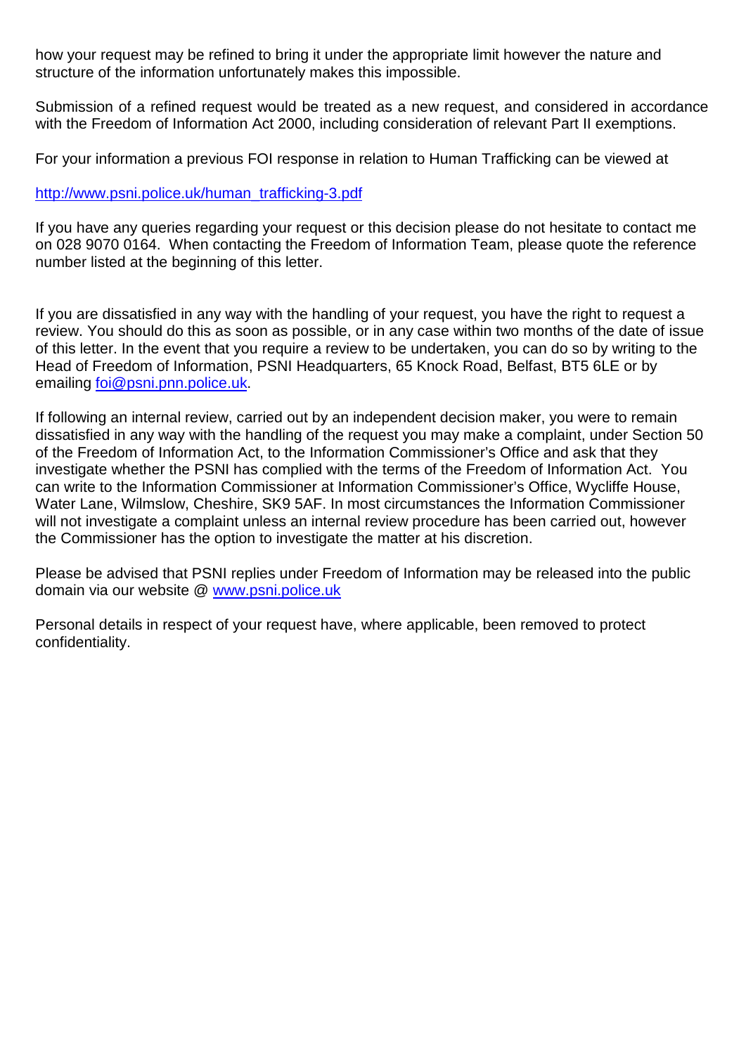how your request may be refined to bring it under the appropriate limit however the nature and structure of the information unfortunately makes this impossible.

Submission of a refined request would be treated as a new request, and considered in accordance with the Freedom of Information Act 2000, including consideration of relevant Part II exemptions.

For your information a previous FOI response in relation to Human Trafficking can be viewed at

http://www.psni.police.uk/human_trafficking-3.pdf

If you have any queries regarding your request or this decision please do not hesitate to contact me on 028 9070 0164. When contacting the Freedom of Information Team, please quote the reference number listed at the beginning of this letter.

If you are dissatisfied in any way with the handling of your request, you have the right to request a review. You should do this as soon as possible, or in any case within two months of the date of issue of this letter. In the event that you require a review to be undertaken, you can do so by writing to the Head of Freedom of Information, PSNI Headquarters, 65 Knock Road, Belfast, BT5 6LE or by emailing foi@psni.pnn.police.uk.

If following an internal review, carried out by an independent decision maker, you were to remain dissatisfied in any way with the handling of the request you may make a complaint, under Section 50 of the Freedom of Information Act, to the Information Commissioner's Office and ask that they investigate whether the PSNI has complied with the terms of the Freedom of Information Act. You can write to the Information Commissioner at Information Commissioner's Office, Wycliffe House, Water Lane, Wilmslow, Cheshire, SK9 5AF. In most circumstances the Information Commissioner will not investigate a complaint unless an internal review procedure has been carried out, however the Commissioner has the option to investigate the matter at his discretion.

Please be advised that PSNI replies under Freedom of Information may be released into the public domain via our website @ www.psni.police.uk

Personal details in respect of your request have, where applicable, been removed to protect confidentiality.